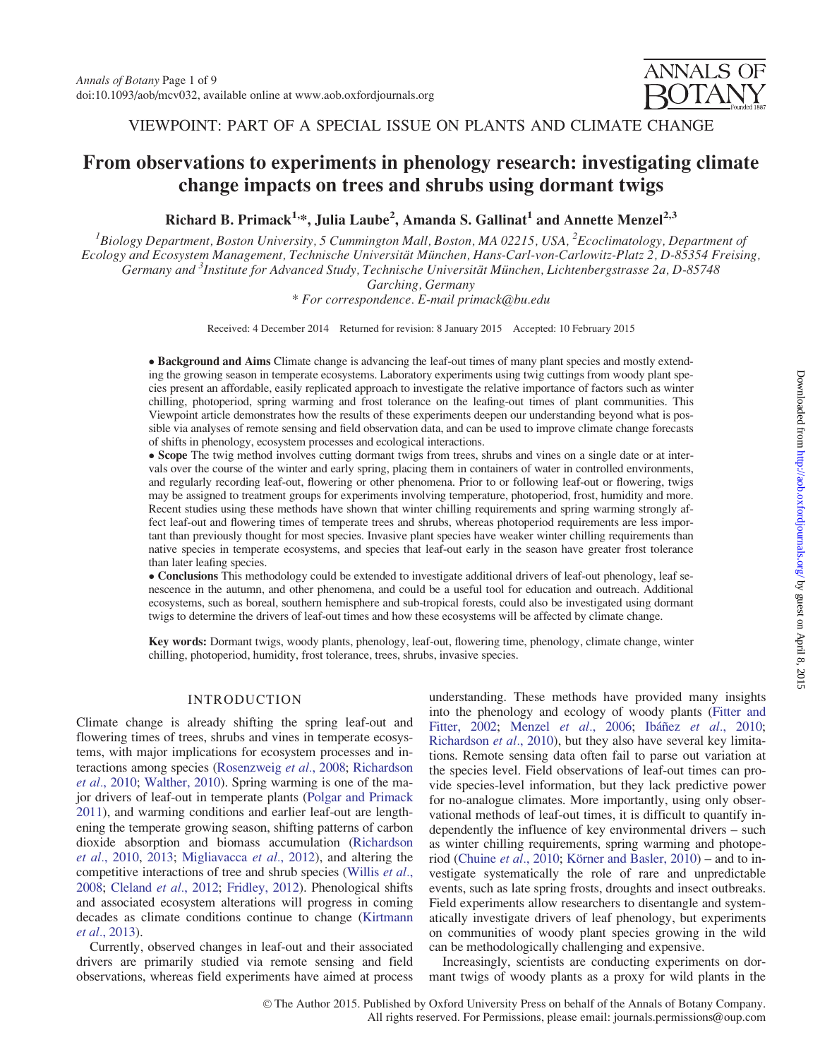VIEWPOINT: PART OF A SPECIAL ISSUE ON PLANTS AND CLIMATE CHANGE

# From observations to experiments in phenology research: investigating climate change impacts on trees and shrubs using dormant twigs

**Richard B. Primack[1,*], Julia Laube[2], Amanda S. Gallinat[1] and Annette Menzel[2,3]**

[1]*Biology Department, Boston University, 5 Cummington Mall, Boston, MA 02215, USA,* [2]*Ecoclimatology, Department of Ecology and Ecosystem Management, Technische Universität München, Hans-Carl-von-Carlowitz-Platz 2, D-85354 Freising, Germany and* [3]*Institute for Advanced Study, Technische Universität München, Lichtenbergstrasse 2a, D-85748 Garching, Germany*

\* *For correspondence. E-mail primack@bu.edu*

Received: 4 December 2014 Returned for revision: 8 January 2015 Accepted: 10 February 2015

- **Background and Aims** Climate change is advancing the leaf-out times of many plant species and mostly extending the growing season in temperate ecosystems. Laboratory experiments using twig cuttings from woody plant species present an affordable, easily replicated approach to investigate the relative importance of factors such as winter chilling, photoperiod, spring warming and frost tolerance on the leafing-out times of plant communities. This Viewpoint article demonstrates how the results of these experiments deepen our understanding beyond what is possible via analyses of remote sensing and field observation data, and can be used to improve climate change forecasts of shifts in phenology, ecosystem processes and ecological interactions.
- **Scope** The twig method involves cutting dormant twigs from trees, shrubs and vines on a single date or at intervals over the course of the winter and early spring, placing them in containers of water in controlled environments, and regularly recording leaf-out, flowering or other phenomena. Prior to or following leaf-out or flowering, twigs may be assigned to treatment groups for experiments involving temperature, photoperiod, frost, humidity and more. Recent studies using these methods have shown that winter chilling requirements and spring warming strongly affect leaf-out and flowering times of temperate trees and shrubs, whereas photoperiod requirements are less important than previously thought for most species. Invasive plant species have weaker winter chilling requirements than native species in temperate ecosystems, and species that leaf-out early in the season have greater frost tolerance than later leafing species.
- **Conclusions** This methodology could be extended to investigate additional drivers of leaf-out phenology, leaf senescence in the autumn, and other phenomena, and could be a useful tool for education and outreach. Additional ecosystems, such as boreal, southern hemisphere and sub-tropical forests, could also be investigated using dormant twigs to determine the drivers of leaf-out times and how these ecosystems will be affected by climate change.

**Key words:** Dormant twigs, woody plants, phenology, leaf-out, flowering time, phenology, climate change, winter chilling, photoperiod, humidity, frost tolerance, trees, shrubs, invasive species.

## INTRODUCTION

Climate change is already shifting the spring leaf-out and flowering times of trees, shrubs and vines in temperate ecosystems, with major implications for ecosystem processes and interactions among species (Rosenzweig *et al*., 2008; Richardson *et al*., 2010; Walther, 2010). Spring warming is one of the major drivers of leaf-out in temperate plants (Polgar and Primack 2011), and warming conditions and earlier leaf-out are lengthening the temperate growing season, shifting patterns of carbon dioxide absorption and biomass accumulation (Richardson *et al*., 2010, 2013; Migliavacca *et al*., 2012), and altering the competitive interactions of tree and shrub species (Willis *et al*., 2008; Cleland *et al*., 2012; Fridley, 2012). Phenological shifts and associated ecosystem alterations will progress in coming decades as climate conditions continue to change (Kirtmann *et al*., 2013).

Currently, observed changes in leaf-out and their associated drivers are primarily studied via remote sensing and field observations, whereas field experiments have aimed at process understanding. These methods have provided many insights into the phenology and ecology of woody plants (Fitter and Fitter, 2002; Menzel *et al*., 2006; Ibáñez *et al*., 2010; Richardson *et al*., 2010), but they also have several key limitations. Remote sensing data often fail to parse out variation at the species level. Field observations of leaf-out times can provide species-level information, but they lack predictive power for no-analogue climates. More importantly, using only observational methods of leaf-out times, it is difficult to quantify independently the influence of key environmental drivers – such as winter chilling requirements, spring warming and photoperiod (Chuine *et al*., 2010; Körner and Basler, 2010) – and to investigate systematically the role of rare and unpredictable events, such as late spring frosts, droughts and insect outbreaks. Field experiments allow researchers to disentangle and systematically investigate drivers of leaf phenology, but experiments on communities of woody plant species growing in the wild can be methodologically challenging and expensive.

Increasingly, scientists are conducting experiments on dormant twigs of woody plants as a proxy for wild plants in the

© The Author 2015. Published by Oxford University Press on behalf of the Annals of Botany Company. All rights reserved. For Permissions, please email: journals.permissions@oup.com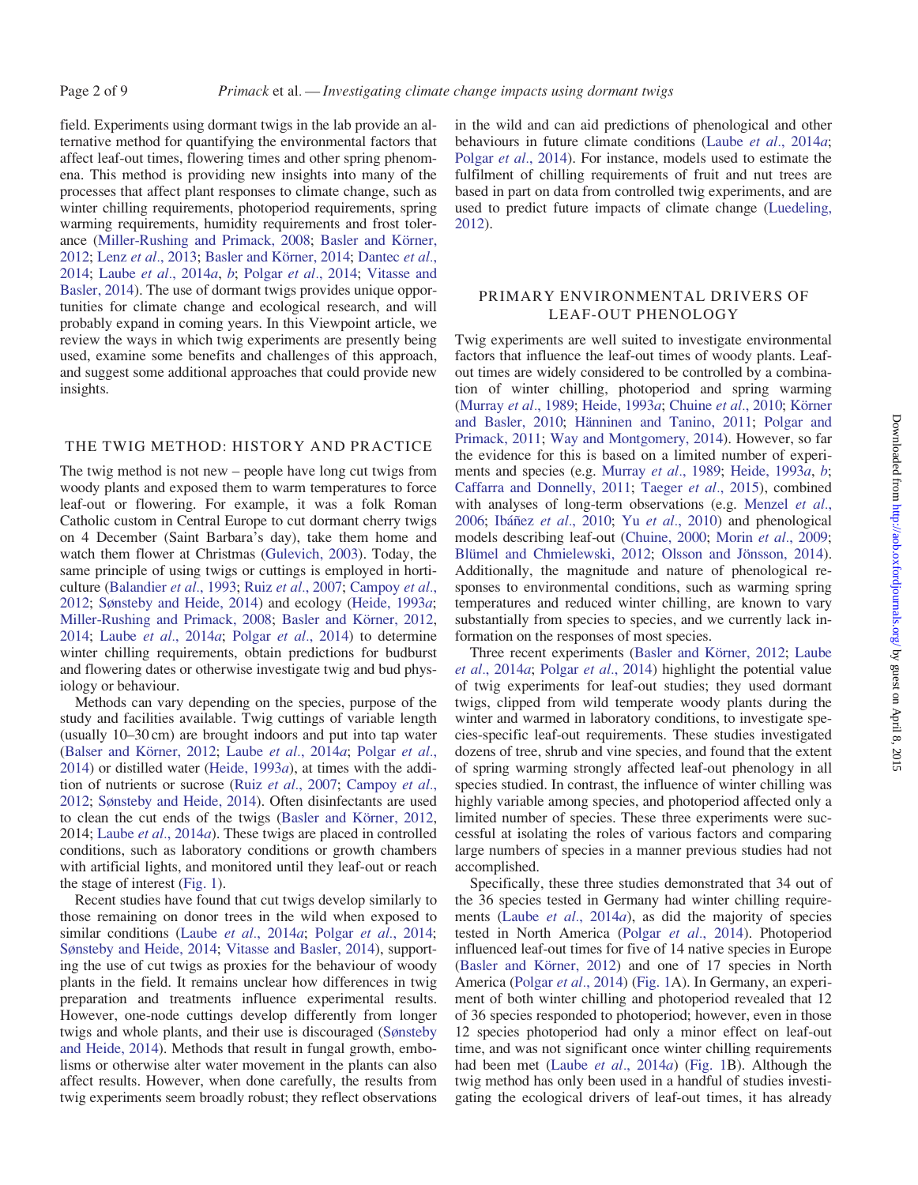field. Experiments using dormant twigs in the lab provide an alternative method for quantifying the environmental factors that affect leaf-out times, flowering times and other spring phenomena. This method is providing new insights into many of the processes that affect plant responses to climate change, such as winter chilling requirements, photoperiod requirements, spring warming requirements, humidity requirements and frost tolerance (Miller-Rushing and Primack, 2008; Basler and Körner, 2012; Lenz *et al*., 2013; Basler and Körner, 2014; Dantec *et al*., 2014; Laube *et al*., 2014*a*, *b*; Polgar *et al*., 2014; Vitasse and Basler, 2014). The use of dormant twigs provides unique opportunities for climate change and ecological research, and will probably expand in coming years. In this Viewpoint article, we review the ways in which twig experiments are presently being used, examine some benefits and challenges of this approach, and suggest some additional approaches that could provide new insights.

## THE TWIG METHOD: HISTORY AND PRACTICE

The twig method is not new – people have long cut twigs from woody plants and exposed them to warm temperatures to force leaf-out or flowering. For example, it was a folk Roman Catholic custom in Central Europe to cut dormant cherry twigs on 4 December (Saint Barbara's day), take them home and watch them flower at Christmas (Gulevich, 2003). Today, the same principle of using twigs or cuttings is employed in horticulture (Balandier *et al*., 1993; Ruiz *et al*., 2007; Campoy *et al*., 2012; Sønsteby and Heide, 2014) and ecology (Heide, 1993*a*; Miller-Rushing and Primack, 2008; Basler and Körner, 2012, 2014; Laube *et al*., 2014*a*; Polgar *et al*., 2014) to determine winter chilling requirements, obtain predictions for budburst and flowering dates or otherwise investigate twig and bud physiology or behaviour.

Methods can vary depending on the species, purpose of the study and facilities available. Twig cuttings of variable length (usually 10–30 cm) are brought indoors and put into tap water (Balser and Körner, 2012; Laube *et al*., 2014*a*; Polgar *et al*., 2014) or distilled water (Heide, 1993*a*), at times with the addition of nutrients or sucrose (Ruiz *et al*., 2007; Campoy *et al*., 2012; Sønsteby and Heide, 2014). Often disinfectants are used to clean the cut ends of the twigs (Basler and Körner, 2012, 2014; Laube *et al*., 2014*a*). These twigs are placed in controlled conditions, such as laboratory conditions or growth chambers with artificial lights, and monitored until they leaf-out or reach the stage of interest (Fig. 1).

Recent studies have found that cut twigs develop similarly to those remaining on donor trees in the wild when exposed to similar conditions (Laube *et al*., 2014*a*; Polgar *et al*., 2014; Sønsteby and Heide, 2014; Vitasse and Basler, 2014), supporting the use of cut twigs as proxies for the behaviour of woody plants in the field. It remains unclear how differences in twig preparation and treatments influence experimental results. However, one-node cuttings develop differently from longer twigs and whole plants, and their use is discouraged (Sønsteby and Heide, 2014). Methods that result in fungal growth, embolisms or otherwise alter water movement in the plants can also affect results. However, when done carefully, the results from twig experiments seem broadly robust; they reflect observations in the wild and can aid predictions of phenological and other behaviours in future climate conditions (Laube *et al*., 2014*a*; Polgar *et al*., 2014). For instance, models used to estimate the fulfilment of chilling requirements of fruit and nut trees are based in part on data from controlled twig experiments, and are used to predict future impacts of climate change (Luedeling, 2012).

## PRIMARY ENVIRONMENTAL DRIVERS OF LEAF-OUT PHENOLOGY

Twig experiments are well suited to investigate environmental factors that influence the leaf-out times of woody plants. Leaf-out times are widely considered to be controlled by a combination of winter chilling, photoperiod and spring warming (Murray *et al*., 1989; Heide, 1993*a*; Chuine *et al*., 2010; Körner and Basler, 2010; Hänninen and Tanino, 2011; Polgar and Primack, 2011; Way and Montgomery, 2014). However, so far the evidence for this is based on a limited number of experiments and species (e.g. Murray *et al*., 1989; Heide, 1993*a*, *b*; Caffarra and Donnelly, 2011; Taeger *et al*., 2015), combined with analyses of long-term observations (e.g. Menzel *et al*., 2006; Ibáñez *et al*., 2010; Yu *et al*., 2010) and phenological models describing leaf-out (Chuine, 2000; Morin *et al*., 2009; Blümel and Chmielewski, 2012; Olsson and Jönsson, 2014). Additionally, the magnitude and nature of phenological responses to environmental conditions, such as warming spring temperatures and reduced winter chilling, are known to vary substantially from species to species, and we currently lack information on the responses of most species.

Three recent experiments (Basler and Körner, 2012; Laube *et al*., 2014*a*; Polgar *et al*., 2014) highlight the potential value of twig experiments for leaf-out studies; they used dormant twigs, clipped from wild temperate woody plants during the winter and warmed in laboratory conditions, to investigate species-specific leaf-out requirements. These studies investigated dozens of tree, shrub and vine species, and found that the extent of spring warming strongly affected leaf-out phenology in all species studied. In contrast, the influence of winter chilling was highly variable among species, and photoperiod affected only a limited number of species. These three experiments were successful at isolating the roles of various factors and comparing large numbers of species in a manner previous studies had not accomplished.

Specifically, these three studies demonstrated that 34 out of the 36 species tested in Germany had winter chilling requirements (Laube *et al*., 2014*a*), as did the majority of species tested in North America (Polgar *et al*., 2014). Photoperiod influenced leaf-out times for five of 14 native species in Europe (Basler and Körner, 2012) and one of 17 species in North America (Polgar *et al*., 2014) (Fig. 1A). In Germany, an experiment of both winter chilling and photoperiod revealed that 12 of 36 species responded to photoperiod; however, even in those 12 species photoperiod had only a minor effect on leaf-out time, and was not significant once winter chilling requirements had been met (Laube *et al*., 2014*a*) (Fig. 1B). Although the twig method has only been used in a handful of studies investigating the ecological drivers of leaf-out times, it has already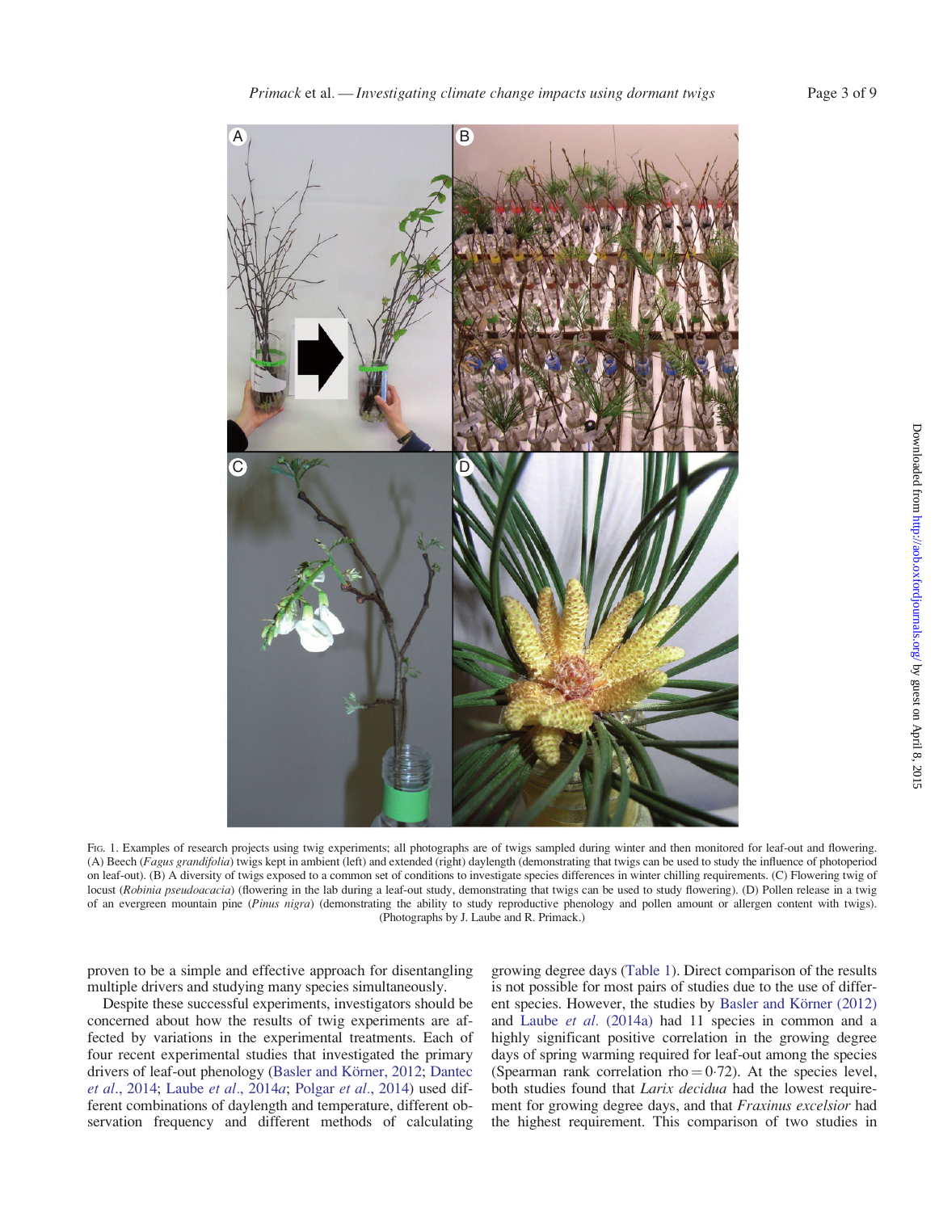Fig. 1. Examples of research projects using twig experiments; all photographs are of twigs sampled during winter and then monitored for leaf-out and flowering. (A) Beech (*Fagus grandifolia*) twigs kept in ambient (left) and extended (right) daylength (demonstrating that twigs can be used to study the influence of photoperiod on leaf-out). (B) A diversity of twigs exposed to a common set of conditions to investigate species differences in winter chilling requirements. (C) Flowering twig of locust (*Robinia pseudoacacia*) (flowering in the lab during a leaf-out study, demonstrating that twigs can be used to study flowering). (D) Pollen release in a twig of an evergreen mountain pine (*Pinus nigra*) (demonstrating the ability to study reproductive phenology and pollen amount or allergen content with twigs). (Photographs by J. Laube and R. Primack.)

proven to be a simple and effective approach for disentangling multiple drivers and studying many species simultaneously.

Despite these successful experiments, investigators should be concerned about how the results of twig experiments are affected by variations in the experimental treatments. Each of four recent experimental studies that investigated the primary drivers of leaf-out phenology (Basler and Körner, 2012; Dantec *et al*., 2014; Laube *et al*., 2014*a*; Polgar *et al*., 2014) used different combinations of daylength and temperature, different observation frequency and different methods of calculating growing degree days (Table 1). Direct comparison of the results is not possible for most pairs of studies due to the use of different species. However, the studies by Basler and Körner (2012) and Laube *et al.* (2014a) had 11 species in common and a highly significant positive correlation in the growing degree days of spring warming required for leaf-out among the species (Spearman rank correlation rho = 0·72). At the species level, both studies found that *Larix decidua* had the lowest requirement for growing degree days, and that *Fraxinus excelsior* had the highest requirement. This comparison of two studies in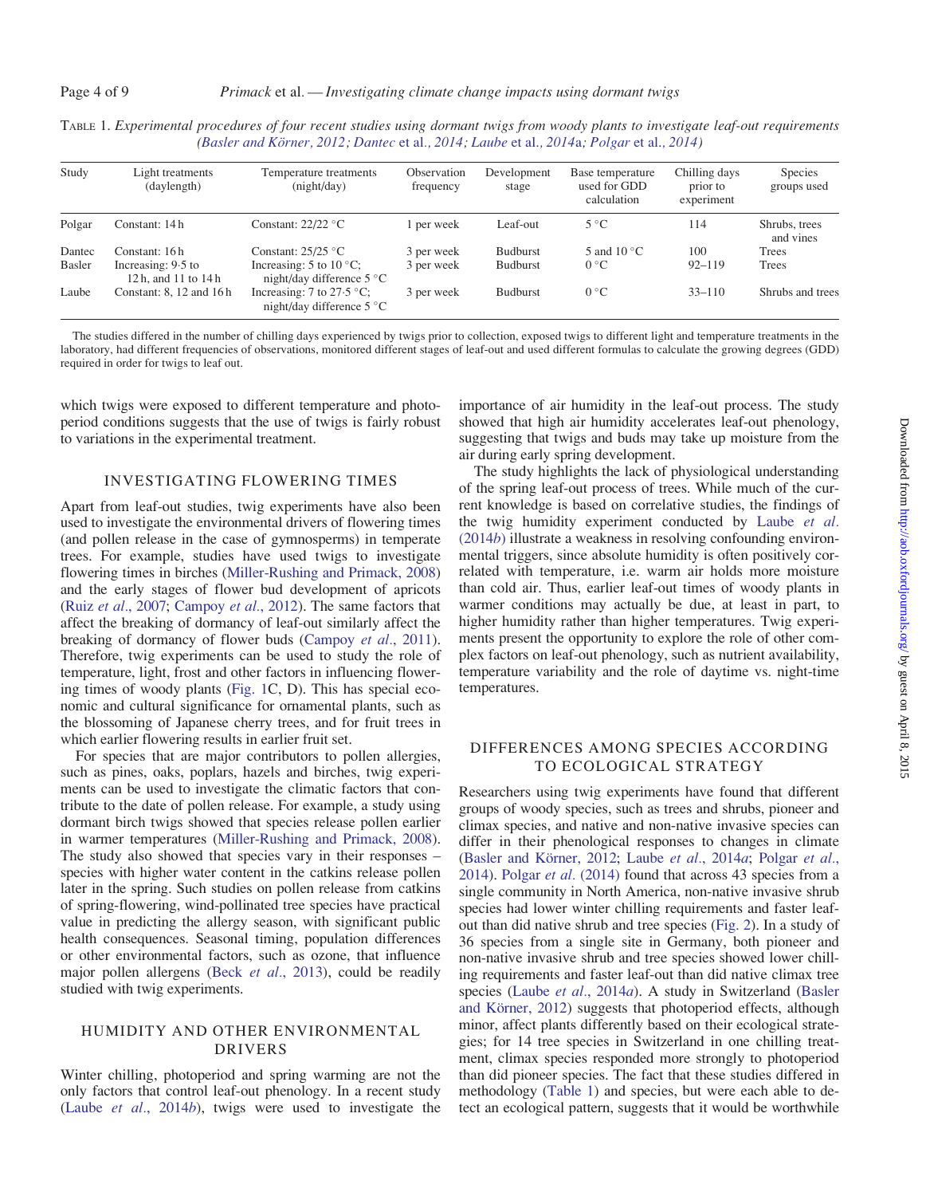TABLE 1. *Experimental procedures of four recent studies using dormant twigs from woody plants to investigate leaf-out requirements (Basler and Körner, 2012; Dantec* et al.*, 2014; Laube* et al.*, 2014*a*; Polgar* et al.*, 2014)*

| Study | Light treatments (daylength) | Temperature treatments (night/day) | Observation frequency | Development stage | Base temperature used for GDD calculation | Chilling days prior to experiment | Species groups used |
|---|---|---|---|---|---|---|---|
| Polgar | Constant: 14 h | Constant: 22/22 °C | 1 per week | Leaf-out | 5 °C | 114 | Shrubs, trees and vines |
| Dantec | Constant: 16 h | Constant: 25/25 °C | 3 per week | Budburst | 5 and 10 °C | 100 | Trees |
| Basler | Increasing: 9·5 to 12 h, and 11 to 14 h | Increasing: 5 to 10 °C; night/day difference 5 °C | 3 per week | Budburst | 0 °C | 92–119 | Trees |
| Laube | Constant: 8, 12 and 16 h | Increasing: 7 to 27·5 °C; night/day difference 5 °C | 3 per week | Budburst | 0 °C | 33–110 | Shrubs and trees |

The studies differed in the number of chilling days experienced by twigs prior to collection, exposed twigs to different light and temperature treatments in the laboratory, had different frequencies of observations, monitored different stages of leaf-out and used different formulas to calculate the growing degrees (GDD) required in order for twigs to leaf out.

which twigs were exposed to different temperature and photoperiod conditions suggests that the use of twigs is fairly robust to variations in the experimental treatment.

## INVESTIGATING FLOWERING TIMES

Apart from leaf-out studies, twig experiments have also been used to investigate the environmental drivers of flowering times (and pollen release in the case of gymnosperms) in temperate trees. For example, studies have used twigs to investigate flowering times in birches (Miller-Rushing and Primack, 2008) and the early stages of flower bud development of apricots (Ruiz *et al*., 2007; Campoy *et al*., 2012). The same factors that affect the breaking of dormancy of leaf-out similarly affect the breaking of dormancy of flower buds (Campoy *et al*., 2011). Therefore, twig experiments can be used to study the role of temperature, light, frost and other factors in influencing flowering times of woody plants (Fig. 1C, D). This has special economic and cultural significance for ornamental plants, such as the blossoming of Japanese cherry trees, and for fruit trees in which earlier flowering results in earlier fruit set.

For species that are major contributors to pollen allergies, such as pines, oaks, poplars, hazels and birches, twig experiments can be used to investigate the climatic factors that contribute to the date of pollen release. For example, a study using dormant birch twigs showed that species release pollen earlier in warmer temperatures (Miller-Rushing and Primack, 2008). The study also showed that species vary in their responses – species with higher water content in the catkins release pollen later in the spring. Such studies on pollen release from catkins of spring-flowering, wind-pollinated tree species have practical value in predicting the allergy season, with significant public health consequences. Seasonal timing, population differences or other environmental factors, such as ozone, that influence major pollen allergens (Beck *et al*., 2013), could be readily studied with twig experiments.

## HUMIDITY AND OTHER ENVIRONMENTAL DRIVERS

Winter chilling, photoperiod and spring warming are not the only factors that control leaf-out phenology. In a recent study (Laube *et al*., 2014*b*), twigs were used to investigate the importance of air humidity in the leaf-out process. The study showed that high air humidity accelerates leaf-out phenology, suggesting that twigs and buds may take up moisture from the air during early spring development.

The study highlights the lack of physiological understanding of the spring leaf-out process of trees. While much of the current knowledge is based on correlative studies, the findings of the twig humidity experiment conducted by Laube *et al*. (2014*b*) illustrate a weakness in resolving confounding environmental triggers, since absolute humidity is often positively correlated with temperature, i.e. warm air holds more moisture than cold air. Thus, earlier leaf-out times of woody plants in warmer conditions may actually be due, at least in part, to higher humidity rather than higher temperatures. Twig experiments present the opportunity to explore the role of other complex factors on leaf-out phenology, such as nutrient availability, temperature variability and the role of daytime vs. night-time temperatures.

## DIFFERENCES AMONG SPECIES ACCORDING TO ECOLOGICAL STRATEGY

Researchers using twig experiments have found that different groups of woody species, such as trees and shrubs, pioneer and climax species, and native and non-native invasive species can differ in their phenological responses to changes in climate (Basler and Körner, 2012; Laube *et al*., 2014*a*; Polgar *et al*., 2014). Polgar *et al*. (2014) found that across 43 species from a single community in North America, non-native invasive shrub species had lower winter chilling requirements and faster leaf-out than did native shrub and tree species (Fig. 2). In a study of 36 species from a single site in Germany, both pioneer and non-native invasive shrub and tree species showed lower chilling requirements and faster leaf-out than did native climax tree species (Laube *et al*., 2014*a*). A study in Switzerland (Basler and Körner, 2012) suggests that photoperiod effects, although minor, affect plants differently based on their ecological strategies; for 14 tree species in Switzerland in one chilling treatment, climax species responded more strongly to photoperiod than did pioneer species. The fact that these studies differed in methodology (Table 1) and species, but were each able to detect an ecological pattern, suggests that it would be worthwhile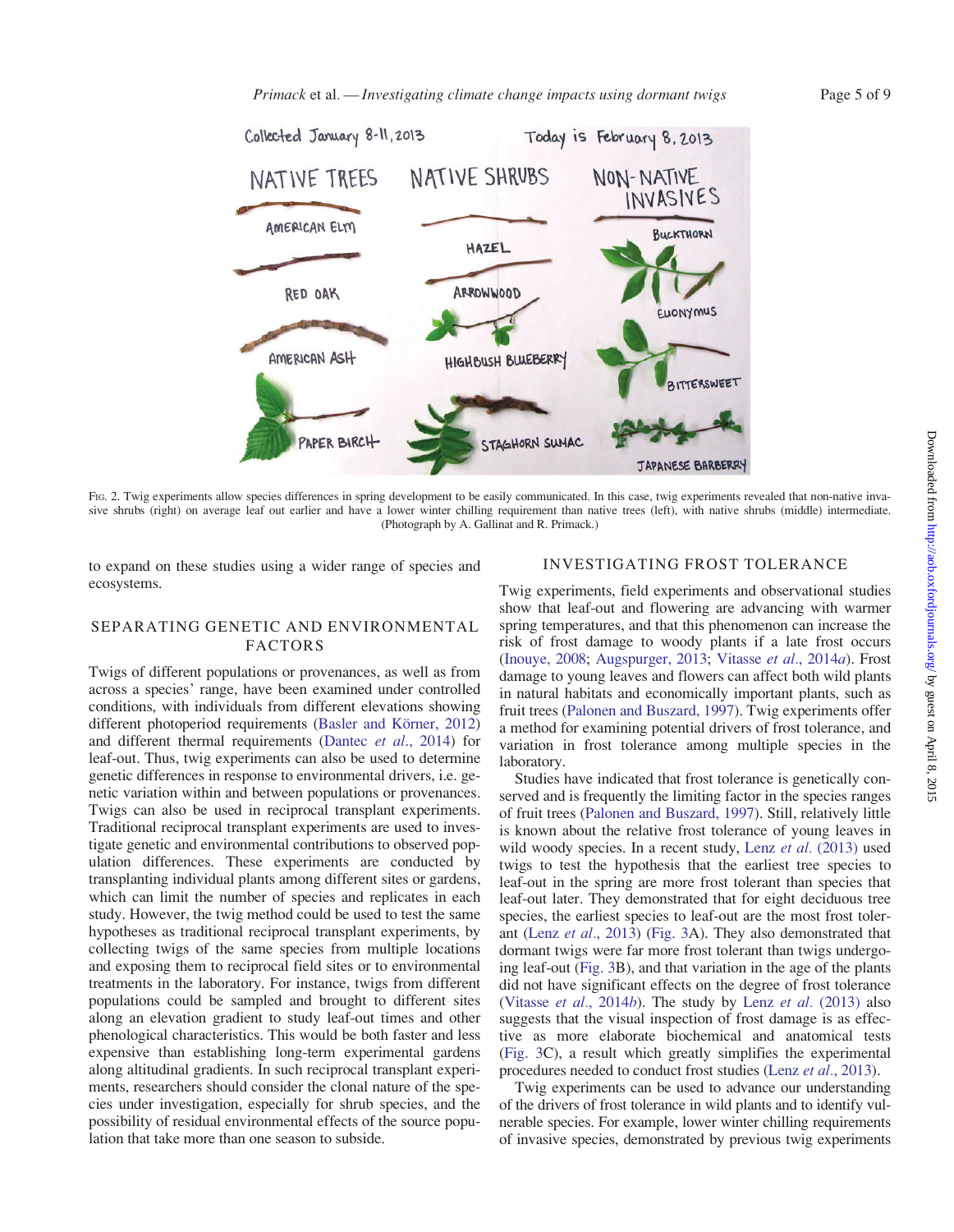Collected January 8-11, 2013

Today is February 8, 2013

NATIVE TREES

NATIVE SHRUBS

NON-NATIVE INVASIVES

AMERICAN ELM

HAZEL

BUCKTHORN

RED OAK

ARROWWOOD

EUONYMUS

AMERICAN ASH

HIGHBUSH BLUEBERRY

BITTERSWEET

PAPER BIRCH

STAGHORN SUMAC

JAPANESE BARBERRY

Fig. 2. Twig experiments allow species differences in spring development to be easily communicated. In this case, twig experiments revealed that non-native invasive shrubs (right) on average leaf out earlier and have a lower winter chilling requirement than native trees (left), with native shrubs (middle) intermediate. (Photograph by A. Gallinat and R. Primack.)

to expand on these studies using a wider range of species and ecosystems.

## SEPARATING GENETIC AND ENVIRONMENTAL FACTORS

Twigs of different populations or provenances, as well as from across a species' range, have been examined under controlled conditions, with individuals from different elevations showing different photoperiod requirements (Basler and Körner, 2012) and different thermal requirements (Dantec *et al*., 2014) for leaf-out. Thus, twig experiments can also be used to determine genetic differences in response to environmental drivers, i.e. genetic variation within and between populations or provenances. Twigs can also be used in reciprocal transplant experiments. Traditional reciprocal transplant experiments are used to investigate genetic and environmental contributions to observed population differences. These experiments are conducted by transplanting individual plants among different sites or gardens, which can limit the number of species and replicates in each study. However, the twig method could be used to test the same hypotheses as traditional reciprocal transplant experiments, by collecting twigs of the same species from multiple locations and exposing them to reciprocal field sites or to environmental treatments in the laboratory. For instance, twigs from different populations could be sampled and brought to different sites along an elevation gradient to study leaf-out times and other phenological characteristics. This would be both faster and less expensive than establishing long-term experimental gardens along altitudinal gradients. In such reciprocal transplant experiments, researchers should consider the clonal nature of the species under investigation, especially for shrub species, and the possibility of residual environmental effects of the source population that take more than one season to subside.

## INVESTIGATING FROST TOLERANCE

Twig experiments, field experiments and observational studies show that leaf-out and flowering are advancing with warmer spring temperatures, and that this phenomenon can increase the risk of frost damage to woody plants if a late frost occurs (Inouye, 2008; Augspurger, 2013; Vitasse *et al*., 2014*a*). Frost damage to young leaves and flowers can affect both wild plants in natural habitats and economically important plants, such as fruit trees (Palonen and Buszard, 1997). Twig experiments offer a method for examining potential drivers of frost tolerance, and variation in frost tolerance among multiple species in the laboratory.

Studies have indicated that frost tolerance is genetically conserved and is frequently the limiting factor in the species ranges of fruit trees (Palonen and Buszard, 1997). Still, relatively little is known about the relative frost tolerance of young leaves in wild woody species. In a recent study, Lenz *et al*. (2013) used twigs to test the hypothesis that the earliest tree species to leaf-out in the spring are more frost tolerant than species that leaf-out later. They demonstrated that for eight deciduous tree species, the earliest species to leaf-out are the most frost tolerant (Lenz *et al*., 2013) (Fig. 3A). They also demonstrated that dormant twigs were far more frost tolerant than twigs undergoing leaf-out (Fig. 3B), and that variation in the age of the plants did not have significant effects on the degree of frost tolerance (Vitasse *et al*., 2014*b*). The study by Lenz *et al*. (2013) also suggests that the visual inspection of frost damage is as effective as more elaborate biochemical and anatomical tests (Fig. 3C), a result which greatly simplifies the experimental procedures needed to conduct frost studies (Lenz *et al*., 2013).

Twig experiments can be used to advance our understanding of the drivers of frost tolerance in wild plants and to identify vulnerable species. For example, lower winter chilling requirements of invasive species, demonstrated by previous twig experiments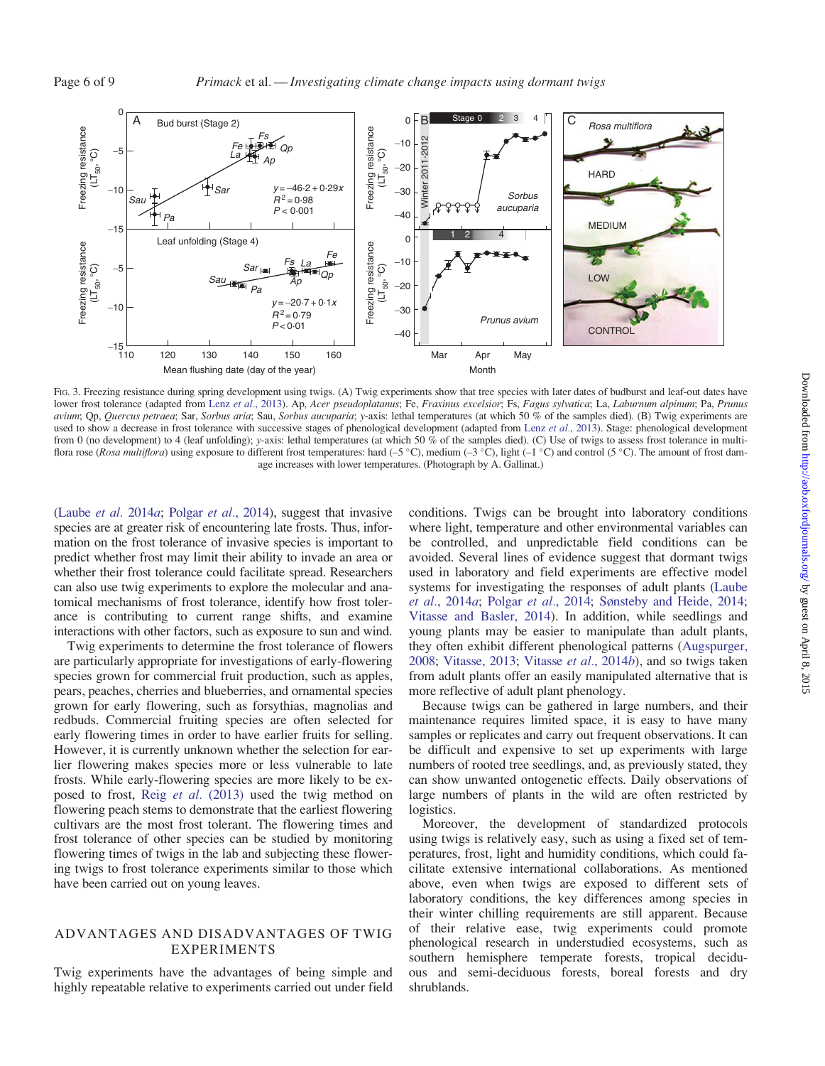A Bud burst (Stage 2)

Freezing resistance ($LT_{50}$, °C)

Fs
Fe
La
Qp
Ap
Sar
Sau
Pa

$y = -46{\cdot}2 + 0{\cdot}29x$
$R^2 = 0{\cdot}98$
$P < 0{\cdot}001$

Leaf unfolding (Stage 4)

Freezing resistance ($LT_{50}$, °C)

Fe
Sar
Fs
La
Qp
Ap
Sau
Pa

$y = -20{\cdot}7 + 0{\cdot}1x$
$R^2 = 0{\cdot}79$
$P < 0{\cdot}01$

Mean flushing date (day of the year)

B Stage 0 2 3 4

Winter 2011–2012

Sorbus aucuparia

1 2 4

Prunus avium

Freezing resistance ($LT_{50}$, °C)

Mar Apr May

Month

C Rosa multiflora

HARD

MEDIUM

LOW

CONTROL

Fig. 3. Freezing resistance during spring development using twigs. (A) Twig experiments show that tree species with later dates of budburst and leaf-out dates have lower frost tolerance (adapted from Lenz *et al*., 2013). Ap, *Acer pseudoplatanus*; Fe, *Fraxinus excelsior*; Fs, *Fagus sylvatica*; La, *Laburnum alpinum*; Pa, *Prunus avium*; Qp, *Quercus petraea*; Sar, *Sorbus aria*; Sau, *Sorbus aucuparia*; *y*-axis: lethal temperatures (at which 50 % of the samples died). (B) Twig experiments are used to show a decrease in frost tolerance with successive stages of phenological development (adapted from Lenz *et al*., 2013). Stage: phenological development from 0 (no development) to 4 (leaf unfolding); *y*-axis: lethal temperatures (at which 50 % of the samples died). (C) Use of twigs to assess frost tolerance in multiflora rose (*Rosa multiflora*) using exposure to different frost temperatures: hard (–5 °C), medium (–3 °C), light (–1 °C) and control (5 °C). The amount of frost damage increases with lower temperatures. (Photograph by A. Gallinat.)

(Laube *et al*. 2014*a*; Polgar *et al*., 2014), suggest that invasive species are at greater risk of encountering late frosts. Thus, information on the frost tolerance of invasive species is important to predict whether frost may limit their ability to invade an area or whether their frost tolerance could facilitate spread. Researchers can also use twig experiments to explore the molecular and anatomical mechanisms of frost tolerance, identify how frost tolerance is contributing to current range shifts, and examine interactions with other factors, such as exposure to sun and wind.

Twig experiments to determine the frost tolerance of flowers are particularly appropriate for investigations of early-flowering species grown for commercial fruit production, such as apples, pears, peaches, cherries and blueberries, and ornamental species grown for early flowering, such as forsythias, magnolias and redbuds. Commercial fruiting species are often selected for early flowering times in order to have earlier fruits for selling. However, it is currently unknown whether the selection for earlier flowering makes species more or less vulnerable to late frosts. While early-flowering species are more likely to be exposed to frost, Reig *et al*. (2013) used the twig method on flowering peach stems to demonstrate that the earliest flowering cultivars are the most frost tolerant. The flowering times and frost tolerance of other species can be studied by monitoring flowering times of twigs in the lab and subjecting these flowering twigs to frost tolerance experiments similar to those which have been carried out on young leaves.

## ADVANTAGES AND DISADVANTAGES OF TWIG EXPERIMENTS

Twig experiments have the advantages of being simple and highly repeatable relative to experiments carried out under field conditions. Twigs can be brought into laboratory conditions where light, temperature and other environmental variables can be controlled, and unpredictable field conditions can be avoided. Several lines of evidence suggest that dormant twigs used in laboratory and field experiments are effective model systems for investigating the responses of adult plants (Laube *et al*., 2014*a*; Polgar *et al*., 2014; Sønsteby and Heide, 2014; Vitasse and Basler, 2014). In addition, while seedlings and young plants may be easier to manipulate than adult plants, they often exhibit different phenological patterns (Augspurger, 2008; Vitasse, 2013; Vitasse *et al*., 2014*b*), and so twigs taken from adult plants offer an easily manipulated alternative that is more reflective of adult plant phenology.

Because twigs can be gathered in large numbers, and their maintenance requires limited space, it is easy to have many samples or replicates and carry out frequent observations. It can be difficult and expensive to set up experiments with large numbers of rooted tree seedlings, and, as previously stated, they can show unwanted ontogenetic effects. Daily observations of large numbers of plants in the wild are often restricted by logistics.

Moreover, the development of standardized protocols using twigs is relatively easy, such as using a fixed set of temperatures, frost, light and humidity conditions, which could facilitate extensive international collaborations. As mentioned above, even when twigs are exposed to different sets of laboratory conditions, the key differences among species in their winter chilling requirements are still apparent. Because of their relative ease, twig experiments could promote phenological research in understudied ecosystems, such as southern hemisphere temperate forests, tropical deciduous and semi-deciduous forests, boreal forests and dry shrublands.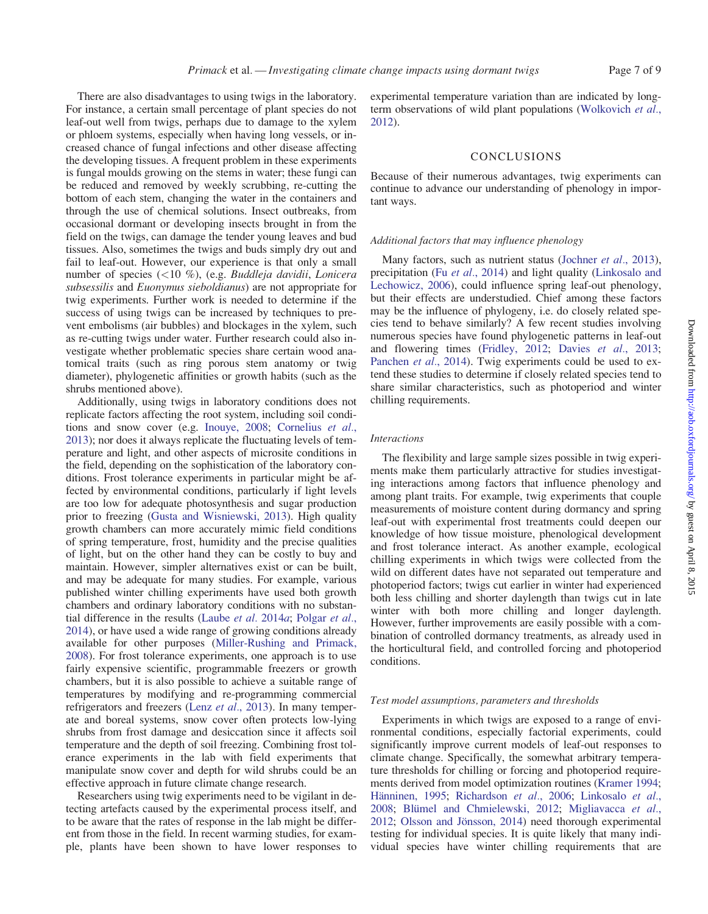There are also disadvantages to using twigs in the laboratory. For instance, a certain small percentage of plant species do not leaf-out well from twigs, perhaps due to damage to the xylem or phloem systems, especially when having long vessels, or increased chance of fungal infections and other disease affecting the developing tissues. A frequent problem in these experiments is fungal moulds growing on the stems in water; these fungi can be reduced and removed by weekly scrubbing, re-cutting the bottom of each stem, changing the water in the containers and through the use of chemical solutions. Insect outbreaks, from occasional dormant or developing insects brought in from the field on the twigs, can damage the tender young leaves and bud tissues. Also, sometimes the twigs and buds simply dry out and fail to leaf-out. However, our experience is that only a small number of species (<10 %), (e.g. *Buddleja davidii*, *Lonicera subsessilis* and *Euonymus sieboldianus*) are not appropriate for twig experiments. Further work is needed to determine if the success of using twigs can be increased by techniques to prevent embolisms (air bubbles) and blockages in the xylem, such as re-cutting twigs under water. Further research could also investigate whether problematic species share certain wood anatomical traits (such as ring porous stem anatomy or twig diameter), phylogenetic affinities or growth habits (such as the shrubs mentioned above).

Additionally, using twigs in laboratory conditions does not replicate factors affecting the root system, including soil conditions and snow cover (e.g. Inouye, 2008; Cornelius *et al.*, 2013); nor does it always replicate the fluctuating levels of temperature and light, and other aspects of microsite conditions in the field, depending on the sophistication of the laboratory conditions. Frost tolerance experiments in particular might be affected by environmental conditions, particularly if light levels are too low for adequate photosynthesis and sugar production prior to freezing (Gusta and Wisniewski, 2013). High quality growth chambers can more accurately mimic field conditions of spring temperature, frost, humidity and the precise qualities of light, but on the other hand they can be costly to buy and maintain. However, simpler alternatives exist or can be built, and may be adequate for many studies. For example, various published winter chilling experiments have used both growth chambers and ordinary laboratory conditions with no substantial difference in the results (Laube *et al.* 2014*a*; Polgar *et al.*, 2014), or have used a wide range of growing conditions already available for other purposes (Miller-Rushing and Primack, 2008). For frost tolerance experiments, one approach is to use fairly expensive scientific, programmable freezers or growth chambers, but it is also possible to achieve a suitable range of temperatures by modifying and re-programming commercial refrigerators and freezers (Lenz *et al.*, 2013). In many temperate and boreal systems, snow cover often protects low-lying shrubs from frost damage and desiccation since it affects soil temperature and the depth of soil freezing. Combining frost tolerance experiments in the lab with field experiments that manipulate snow cover and depth for wild shrubs could be an effective approach in future climate change research.

Researchers using twig experiments need to be vigilant in detecting artefacts caused by the experimental process itself, and to be aware that the rates of response in the lab might be different from those in the field. In recent warming studies, for example, plants have been shown to have lower responses to experimental temperature variation than are indicated by long-term observations of wild plant populations (Wolkovich *et al.*, 2012).

## CONCLUSIONS

Because of their numerous advantages, twig experiments can continue to advance our understanding of phenology in important ways.

### *Additional factors that may influence phenology*

Many factors, such as nutrient status (Jochner *et al.*, 2013), precipitation (Fu *et al.*, 2014) and light quality (Linkosalo and Lechowicz, 2006), could influence spring leaf-out phenology, but their effects are understudied. Chief among these factors may be the influence of phylogeny, i.e. do closely related species tend to behave similarly? A few recent studies involving numerous species have found phylogenetic patterns in leaf-out and flowering times (Fridley, 2012; Davies *et al.*, 2013; Panchen *et al.*, 2014). Twig experiments could be used to extend these studies to determine if closely related species tend to share similar characteristics, such as photoperiod and winter chilling requirements.

### *Interactions*

The flexibility and large sample sizes possible in twig experiments make them particularly attractive for studies investigating interactions among factors that influence phenology and among plant traits. For example, twig experiments that couple measurements of moisture content during dormancy and spring leaf-out with experimental frost treatments could deepen our knowledge of how tissue moisture, phenological development and frost tolerance interact. As another example, ecological chilling experiments in which twigs were collected from the wild on different dates have not separated out temperature and photoperiod factors; twigs cut earlier in winter had experienced both less chilling and shorter daylength than twigs cut in late winter with both more chilling and longer daylength. However, further improvements are easily possible with a combination of controlled dormancy treatments, as already used in the horticultural field, and controlled forcing and photoperiod conditions.

### *Test model assumptions, parameters and thresholds*

Experiments in which twigs are exposed to a range of environmental conditions, especially factorial experiments, could significantly improve current models of leaf-out responses to climate change. Specifically, the somewhat arbitrary temperature thresholds for chilling or forcing and photoperiod requirements derived from model optimization routines (Kramer 1994; Hänninen, 1995; Richardson *et al.*, 2006; Linkosalo *et al.*, 2008; Blümel and Chmielewski, 2012; Migliavacca *et al.*, 2012; Olsson and Jönsson, 2014) need thorough experimental testing for individual species. It is quite likely that many individual species have winter chilling requirements that are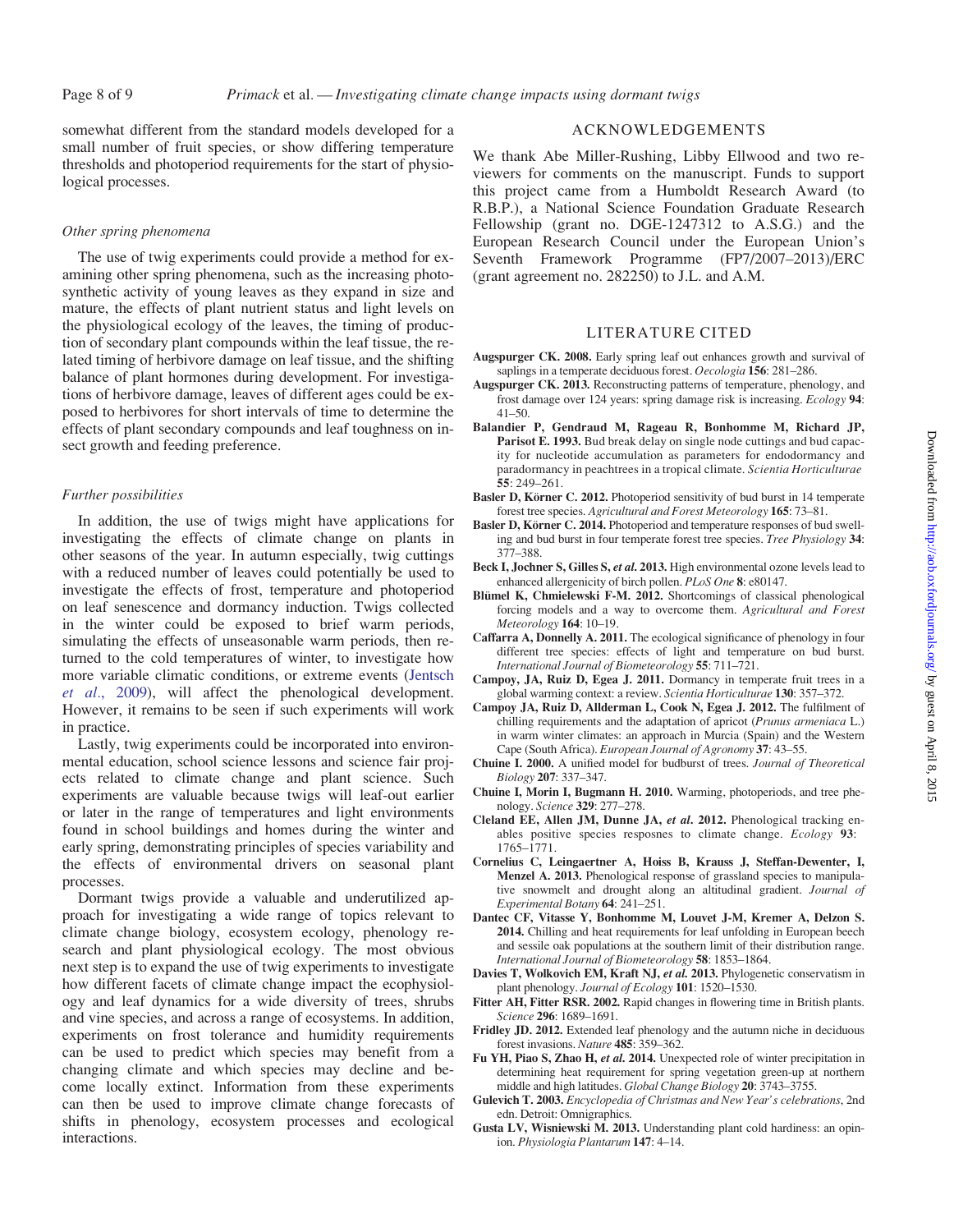somewhat different from the standard models developed for a small number of fruit species, or show differing temperature thresholds and photoperiod requirements for the start of physiological processes.

### *Other spring phenomena*

The use of twig experiments could provide a method for examining other spring phenomena, such as the increasing photosynthetic activity of young leaves as they expand in size and mature, the effects of plant nutrient status and light levels on the physiological ecology of the leaves, the timing of production of secondary plant compounds within the leaf tissue, the related timing of herbivore damage on leaf tissue, and the shifting balance of plant hormones during development. For investigations of herbivore damage, leaves of different ages could be exposed to herbivores for short intervals of time to determine the effects of plant secondary compounds and leaf toughness on insect growth and feeding preference.

### *Further possibilities*

In addition, the use of twigs might have applications for investigating the effects of climate change on plants in other seasons of the year. In autumn especially, twig cuttings with a reduced number of leaves could potentially be used to investigate the effects of frost, temperature and photoperiod on leaf senescence and dormancy induction. Twigs collected in the winter could be exposed to brief warm periods, simulating the effects of unseasonable warm periods, then returned to the cold temperatures of winter, to investigate how more variable climatic conditions, or extreme events (Jentsch *et al*., 2009), will affect the phenological development. However, it remains to be seen if such experiments will work in practice.

Lastly, twig experiments could be incorporated into environmental education, school science lessons and science fair projects related to climate change and plant science. Such experiments are valuable because twigs will leaf-out earlier or later in the range of temperatures and light environments found in school buildings and homes during the winter and early spring, demonstrating principles of species variability and the effects of environmental drivers on seasonal plant processes.

Dormant twigs provide a valuable and underutilized approach for investigating a wide range of topics relevant to climate change biology, ecosystem ecology, phenology research and plant physiological ecology. The most obvious next step is to expand the use of twig experiments to investigate how different facets of climate change impact the ecophysiology and leaf dynamics for a wide diversity of trees, shrubs and vine species, and across a range of ecosystems. In addition, experiments on frost tolerance and humidity requirements can be used to predict which species may benefit from a changing climate and which species may decline and become locally extinct. Information from these experiments can then be used to improve climate change forecasts of shifts in phenology, ecosystem processes and ecological interactions.

## ACKNOWLEDGEMENTS

We thank Abe Miller-Rushing, Libby Ellwood and two reviewers for comments on the manuscript. Funds to support this project came from a Humboldt Research Award (to R.B.P.), a National Science Foundation Graduate Research Fellowship (grant no. DGE-1247312 to A.S.G.) and the European Research Council under the European Union's Seventh Framework Programme (FP7/2007–2013)/ERC (grant agreement no. 282250) to J.L. and A.M.

## LITERATURE CITED

**Augspurger CK. 2008.** Early spring leaf out enhances growth and survival of saplings in a temperate deciduous forest. *Oecologia* **156**: 281–286.

**Augspurger CK. 2013.** Reconstructing patterns of temperature, phenology, and frost damage over 124 years: spring damage risk is increasing. *Ecology* **94**: 41–50.

**Balandier P, Gendraud M, Rageau R, Bonhomme M, Richard JP, Parisot E. 1993.** Bud break delay on single node cuttings and bud capacity for nucleotide accumulation as parameters for endodormancy and paradormancy in peachtrees in a tropical climate. *Scientia Horticulturae* **55**: 249–261.

**Basler D, Körner C. 2012.** Photoperiod sensitivity of bud burst in 14 temperate forest tree species. *Agricultural and Forest Meteorology* **165**: 73–81.

**Basler D, Körner C. 2014.** Photoperiod and temperature responses of bud swelling and bud burst in four temperate forest tree species. *Tree Physiology* **34**: 377–388.

**Beck I, Jochner S, Gilles S, *et al*. 2013.** High environmental ozone levels lead to enhanced allergenicity of birch pollen. *PLoS One* **8**: e80147.

**Blümel K, Chmielewski F-M. 2012.** Shortcomings of classical phenological forcing models and a way to overcome them. *Agricultural and Forest Meteorology* **164**: 10–19.

**Caffarra A, Donnelly A. 2011.** The ecological significance of phenology in four different tree species: effects of light and temperature on bud burst. *International Journal of Biometeorology* **55**: 711–721.

**Campoy, JA, Ruiz D, Egea J. 2011.** Dormancy in temperate fruit trees in a global warming context: a review. *Scientia Horticulturae* **130**: 357–372.

**Campoy JA, Ruiz D, Allderman L, Cook N, Egea J. 2012.** The fulfilment of chilling requirements and the adaptation of apricot (*Prunus armeniaca* L.) in warm winter climates: an approach in Murcia (Spain) and the Western Cape (South Africa). *European Journal of Agronomy* **37**: 43–55.

**Chuine I. 2000.** A unified model for budburst of trees. *Journal of Theoretical Biology* **207**: 337–347.

**Chuine I, Morin I, Bugmann H. 2010.** Warming, photoperiods, and tree phenology. *Science* **329**: 277–278.

**Cleland EE, Allen JM, Dunne JA, *et al*. 2012.** Phenological tracking enables positive species resposnes to climate change. *Ecology* **93**: 1765–1771.

**Cornelius C, Leingaertner A, Hoiss B, Krauss J, Steffan-Dewenter, I, Menzel A. 2013.** Phenological response of grassland species to manipulative snowmelt and drought along an altitudinal gradient. *Journal of Experimental Botany* **64**: 241–251.

**Dantec CF, Vitasse Y, Bonhomme M, Louvet J-M, Kremer A, Delzon S. 2014.** Chilling and heat requirements for leaf unfolding in European beech and sessile oak populations at the southern limit of their distribution range. *International Journal of Biometeorology* **58**: 1853–1864.

**Davies T, Wolkovich EM, Kraft NJ, *et al*. 2013.** Phylogenetic conservatism in plant phenology. *Journal of Ecology* **101**: 1520–1530.

**Fitter AH, Fitter RSR. 2002.** Rapid changes in flowering time in British plants. *Science* **296**: 1689–1691.

**Fridley JD. 2012.** Extended leaf phenology and the autumn niche in deciduous forest invasions. *Nature* **485**: 359–362.

**Fu YH, Piao S, Zhao H, *et al*. 2014.** Unexpected role of winter precipitation in determining heat requirement for spring vegetation green-up at northern middle and high latitudes. *Global Change Biology* **20**: 3743–3755.

**Gulevich T. 2003.** *Encyclopedia of Christmas and New Year's celebrations*, 2nd edn. Detroit: Omnigraphics.

**Gusta LV, Wisniewski M. 2013.** Understanding plant cold hardiness: an opinion. *Physiologia Plantarum* **147**: 4–14.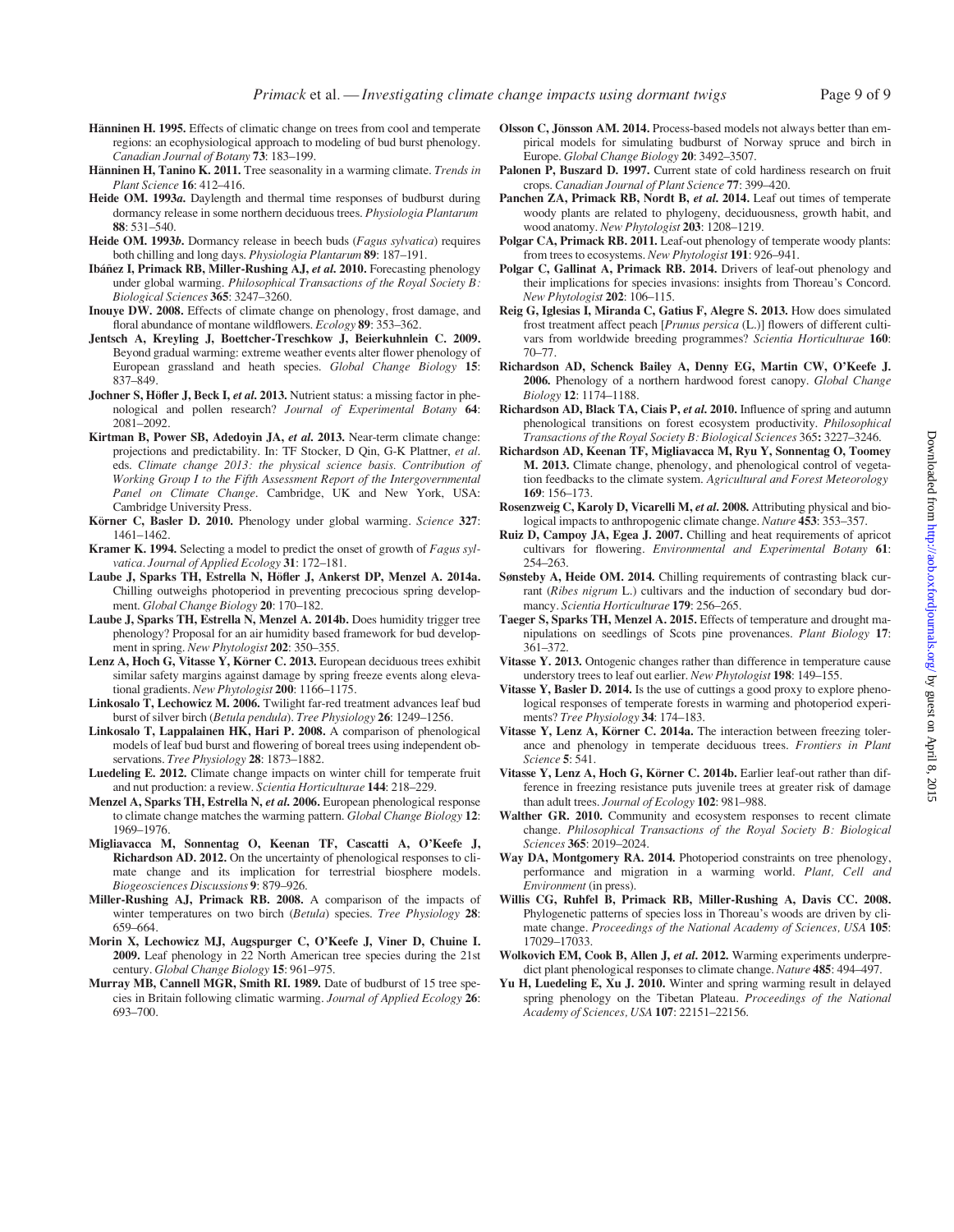**Hänninen H. 1995.** Effects of climatic change on trees from cool and temperate regions: an ecophysiological approach to modeling of bud burst phenology. *Canadian Journal of Botany* **73**: 183–199.

**Hänninen H, Tanino K. 2011.** Tree seasonality in a warming climate. *Trends in Plant Science* **16**: 412–416.

**Heide OM. 1993*a*.** Daylength and thermal time responses of budburst during dormancy release in some northern deciduous trees. *Physiologia Plantarum* **88**: 531–540.

**Heide OM. 1993*b*.** Dormancy release in beech buds (*Fagus sylvatica*) requires both chilling and long days. *Physiologia Plantarum* **89**: 187–191.

**Ibáñez I, Primack RB, Miller-Rushing AJ, *et al.* 2010.** Forecasting phenology under global warming. *Philosophical Transactions of the Royal Society B: Biological Sciences* **365**: 3247–3260.

**Inouye DW. 2008.** Effects of climate change on phenology, frost damage, and floral abundance of montane wildflowers. *Ecology* **89**: 353–362.

**Jentsch A, Kreyling J, Boettcher-Treschkow J, Beierkuhnlein C. 2009.** Beyond gradual warming: extreme weather events alter flower phenology of European grassland and heath species. *Global Change Biology* **15**: 837–849.

**Jochner S, Höfler J, Beck I, *et al.* 2013.** Nutrient status: a missing factor in phenological and pollen research? *Journal of Experimental Botany* **64**: 2081–2092.

**Kirtman B, Power SB, Adedoyin JA, *et al.* 2013.** Near-term climate change: projections and predictability. In: TF Stocker, D Qin, G-K Plattner, *et al.* eds. *Climate change 2013: the physical science basis. Contribution of Working Group I to the Fifth Assessment Report of the Intergovernmental Panel on Climate Change*. Cambridge, UK and New York, USA: Cambridge University Press.

**Körner C, Basler D. 2010.** Phenology under global warming. *Science* **327**: 1461–1462.

**Kramer K. 1994.** Selecting a model to predict the onset of growth of *Fagus sylvatica*. *Journal of Applied Ecology* **31**: 172–181.

**Laube J, Sparks TH, Estrella N, Höfler J, Ankerst DP, Menzel A. 2014a.** Chilling outweighs photoperiod in preventing precocious spring development. *Global Change Biology* **20**: 170–182.

**Laube J, Sparks TH, Estrella N, Menzel A. 2014b.** Does humidity trigger tree phenology? Proposal for an air humidity based framework for bud development in spring. *New Phytologist* **202**: 350–355.

**Lenz A, Hoch G, Vitasse Y, Körner C. 2013.** European deciduous trees exhibit similar safety margins against damage by spring freeze events along elevational gradients. *New Phytologist* **200**: 1166–1175.

**Linkosalo T, Lechowicz M. 2006.** Twilight far-red treatment advances leaf bud burst of silver birch (*Betula pendula*). *Tree Physiology* **26**: 1249–1256.

**Linkosalo T, Lappalainen HK, Hari P. 2008.** A comparison of phenological models of leaf bud burst and flowering of boreal trees using independent observations. *Tree Physiology* **28**: 1873–1882.

**Luedeling E. 2012.** Climate change impacts on winter chill for temperate fruit and nut production: a review. *Scientia Horticulturae* **144**: 218–229.

**Menzel A, Sparks TH, Estrella N, *et al.* 2006.** European phenological response to climate change matches the warming pattern. *Global Change Biology* **12**: 1969–1976.

**Migliavacca M, Sonnentag O, Keenan TF, Cascatti A, O'Keefe J, Richardson AD. 2012.** On the uncertainty of phenological responses to climate change and its implication for terrestrial biosphere models. *Biogeosciences Discussions* **9**: 879–926.

**Miller-Rushing AJ, Primack RB. 2008.** A comparison of the impacts of winter temperatures on two birch (*Betula*) species. *Tree Physiology* **28**: 659–664.

**Morin X, Lechowicz MJ, Augspurger C, O'Keefe J, Viner D, Chuine I. 2009.** Leaf phenology in 22 North American tree species during the 21st century. *Global Change Biology* **15**: 961–975.

**Murray MB, Cannell MGR, Smith RI. 1989.** Date of budburst of 15 tree species in Britain following climatic warming. *Journal of Applied Ecology* **26**: 693–700.

**Olsson C, Jönsson AM. 2014.** Process-based models not always better than empirical models for simulating budburst of Norway spruce and birch in Europe. *Global Change Biology* **20**: 3492–3507.

**Palonen P, Buszard D. 1997.** Current state of cold hardiness research on fruit crops. *Canadian Journal of Plant Science* **77**: 399–420.

**Panchen ZA, Primack RB, Nordt B, *et al.* 2014.** Leaf out times of temperate woody plants are related to phylogeny, deciduousness, growth habit, and wood anatomy. *New Phytologist* **203**: 1208–1219.

**Polgar CA, Primack RB. 2011.** Leaf-out phenology of temperate woody plants: from trees to ecosystems. *New Phytologist* **191**: 926–941.

**Polgar C, Gallinat A, Primack RB. 2014.** Drivers of leaf-out phenology and their implications for species invasions: insights from Thoreau's Concord. *New Phytologist* **202**: 106–115.

**Reig G, Iglesias I, Miranda C, Gatius F, Alegre S. 2013.** How does simulated frost treatment affect peach [*Prunus persica* (L.)] flowers of different cultivars from worldwide breeding programmes? *Scientia Horticulturae* **160**: 70–77.

**Richardson AD, Schenck Bailey A, Denny EG, Martin CW, O'Keefe J. 2006.** Phenology of a northern hardwood forest canopy. *Global Change Biology* **12**: 1174–1188.

**Richardson AD, Black TA, Ciais P, *et al.* 2010.** Influence of spring and autumn phenological transitions on forest ecosystem productivity. *Philosophical Transactions of the Royal Society B: Biological Sciences* 365**:** 3227–3246.

**Richardson AD, Keenan TF, Migliavacca M, Ryu Y, Sonnentag O, Toomey M. 2013.** Climate change, phenology, and phenological control of vegetation feedbacks to the climate system. *Agricultural and Forest Meteorology* **169**: 156–173.

**Rosenzweig C, Karoly D, Vicarelli M, *et al.* 2008.** Attributing physical and biological impacts to anthropogenic climate change. *Nature* **453**: 353–357.

**Ruiz D, Campoy JA, Egea J. 2007.** Chilling and heat requirements of apricot cultivars for flowering. *Environmental and Experimental Botany* **61**: 254–263.

**Sønsteby A, Heide OM. 2014.** Chilling requirements of contrasting black currant (*Ribes nigrum* L.) cultivars and the induction of secondary bud dormancy. *Scientia Horticulturae* **179**: 256–265.

**Taeger S, Sparks TH, Menzel A. 2015.** Effects of temperature and drought manipulations on seedlings of Scots pine provenances. *Plant Biology* **17**: 361–372.

**Vitasse Y. 2013.** Ontogenic changes rather than difference in temperature cause understory trees to leaf out earlier. *New Phytologist* **198**: 149–155.

**Vitasse Y, Basler D. 2014.** Is the use of cuttings a good proxy to explore phenological responses of temperate forests in warming and photoperiod experiments? *Tree Physiology* **34**: 174–183.

**Vitasse Y, Lenz A, Körner C. 2014a.** The interaction between freezing tolerance and phenology in temperate deciduous trees. *Frontiers in Plant Science* **5**: 541.

**Vitasse Y, Lenz A, Hoch G, Körner C. 2014b.** Earlier leaf-out rather than difference in freezing resistance puts juvenile trees at greater risk of damage than adult trees. *Journal of Ecology* **102**: 981–988.

**Walther GR. 2010.** Community and ecosystem responses to recent climate change. *Philosophical Transactions of the Royal Society B: Biological Sciences* **365**: 2019–2024.

**Way DA, Montgomery RA. 2014.** Photoperiod constraints on tree phenology, performance and migration in a warming world. *Plant, Cell and Environment* (in press).

**Willis CG, Ruhfel B, Primack RB, Miller-Rushing A, Davis CC. 2008.** Phylogenetic patterns of species loss in Thoreau's woods are driven by climate change. *Proceedings of the National Academy of Sciences, USA* **105**: 17029–17033.

**Wolkovich EM, Cook B, Allen J, *et al.* 2012.** Warming experiments underpredict plant phenological responses to climate change. *Nature* **485**: 494–497.

**Yu H, Luedeling E, Xu J. 2010.** Winter and spring warming result in delayed spring phenology on the Tibetan Plateau. *Proceedings of the National Academy of Sciences, USA* **107**: 22151–22156.